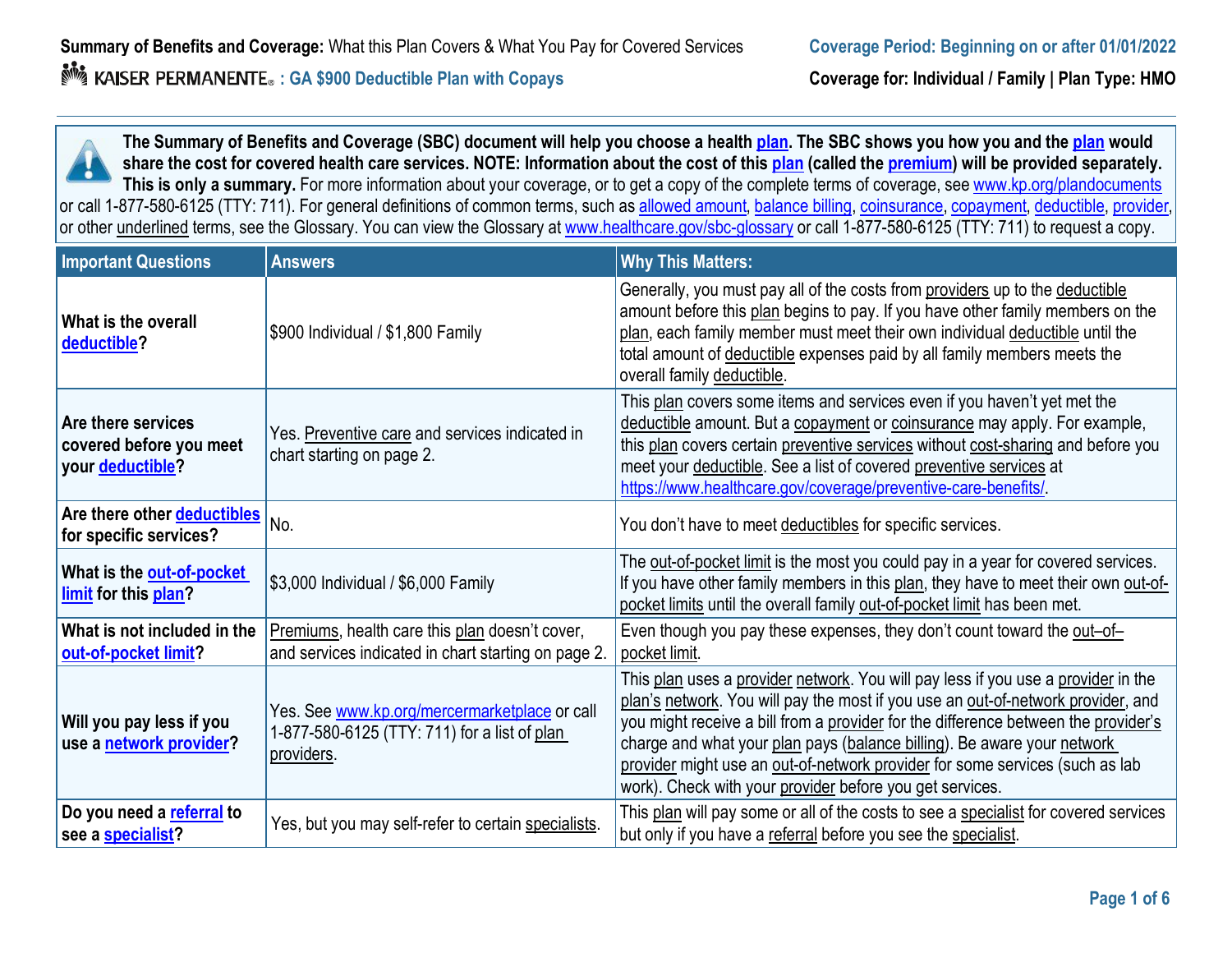**Summary of Benefits and Coverage:** What this Plan Covers & What You Pay for Covered Services

**Coverage Period: Beginning on or after 01/01/2022**

KAISER PERMANENTE® **: GA $900 Deductible Plan with Copays**

**Coverage for: Individual / Family | Plan Type: HMO**

**The Summary of Benefits and Coverage (SBC) document will help you choose a health plan. The SBC shows you how you and the plan would share the cost for covered health care services. NOTE: Information about the cost of this plan (called the premium) will be provided separately. This is only a summary.** For more information about your coverage, or to get a copy of the complete terms of coverage, see www.kp.org/plandocuments or call 1-877-580-6125 (TTY: 711). For general definitions of common terms, such as allowed amount, balance billing, coinsurance, copayment, deductible, provider, or other underlined terms, see the Glossary. You can view the Glossary at www.healthcare.gov/sbc-glossary or call 1-877-580-6125 (TTY: 711) to request a copy.

| Important Questions | Answers | Why This Matters: |
|---|---|---|
| **What is the overall deductible?** | $900 Individual / $1,800 Family | Generally, you must pay all of the costs from providers up to the deductible amount before this plan begins to pay. If you have other family members on the plan, each family member must meet their own individual deductible until the total amount of deductible expenses paid by all family members meets the overall family deductible. |
| **Are there services covered before you meet your deductible?** | Yes. Preventive care and services indicated in chart starting on page 2. | This plan covers some items and services even if you haven't yet met the deductible amount. But a copayment or coinsurance may apply. For example, this plan covers certain preventive services without cost-sharing and before you meet your deductible. See a list of covered preventive services at https://www.healthcare.gov/coverage/preventive-care-benefits/. |
| **Are there other deductibles for specific services?** | No. | You don't have to meet deductibles for specific services. |
| **What is the out-of-pocket limit for this plan?** | $3,000 Individual / $6,000 Family | The out-of-pocket limit is the most you could pay in a year for covered services. If you have other family members in this plan, they have to meet their own out-of-pocket limits until the overall family out-of-pocket limit has been met. |
| **What is not included in the out-of-pocket limit?** | Premiums, health care this plan doesn't cover, and services indicated in chart starting on page 2. | Even though you pay these expenses, they don't count toward the out–of–pocket limit. |
| **Will you pay less if you use a network provider?** | Yes. See www.kp.org/mercermarketplace or call 1-877-580-6125 (TTY: 711) for a list of plan providers. | This plan uses a provider network. You will pay less if you use a provider in the plan's network. You will pay the most if you use an out-of-network provider, and you might receive a bill from a provider for the difference between the provider's charge and what your plan pays (balance billing). Be aware your network provider might use an out-of-network provider for some services (such as lab work). Check with your provider before you get services. |
| **Do you need a referral to see a specialist?** | Yes, but you may self-refer to certain specialists. | This plan will pay some or all of the costs to see a specialist for covered services but only if you have a referral before you see the specialist. |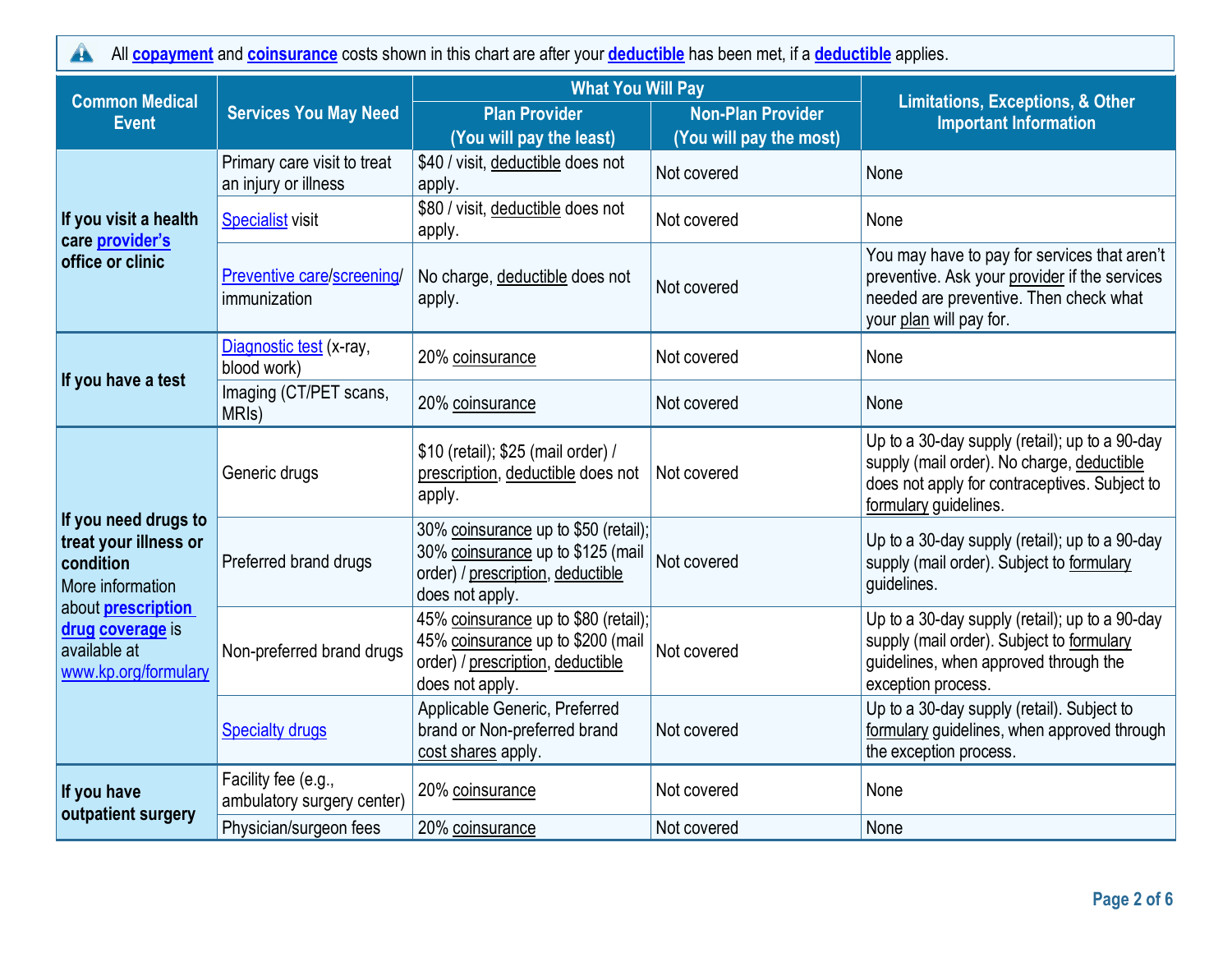All **copayment** and **coinsurance** costs shown in this chart are after your **deductible** has been met, if a **deductible** applies.

| Common Medical Event | Services You May Need | What You Will Pay | | Limitations, Exceptions, & Other Important Information |
|---|---|---|---|---|
| | | Plan Provider (You will pay the least) | Non-Plan Provider (You will pay the most) | |
| **If you visit a health care provider's office or clinic** | Primary care visit to treat an injury or illness | $40 / visit, deductible does not apply. | Not covered | None |
| | Specialist visit | $80 / visit, deductible does not apply. | Not covered | None |
| | Preventive care/screening/ immunization | No charge, deductible does not apply. | Not covered | You may have to pay for services that aren't preventive. Ask your provider if the services needed are preventive. Then check what your plan will pay for. |
| **If you have a test** | Diagnostic test (x-ray, blood work) | 20% coinsurance | Not covered | None |
| | Imaging (CT/PET scans, MRIs) | 20% coinsurance | Not covered | None |
| **If you need drugs to treat your illness or condition** More information about **prescription drug coverage** is available at www.kp.org/formulary | Generic drugs | $10 (retail); $25 (mail order) / prescription, deductible does not apply. | Not covered | Up to a 30-day supply (retail); up to a 90-day supply (mail order). No charge, deductible does not apply for contraceptives. Subject to formulary guidelines. |
| | Preferred brand drugs | 30% coinsurance up to $50 (retail); 30% coinsurance up to $125 (mail order) / prescription, deductible does not apply. | Not covered | Up to a 30-day supply (retail); up to a 90-day supply (mail order). Subject to formulary guidelines. |
| | Non-preferred brand drugs | 45% coinsurance up to $80 (retail); 45% coinsurance up to $200 (mail order) / prescription, deductible does not apply. | Not covered | Up to a 30-day supply (retail); up to a 90-day supply (mail order). Subject to formulary guidelines, when approved through the exception process. |
| | Specialty drugs | Applicable Generic, Preferred brand or Non-preferred brand cost shares apply. | Not covered | Up to a 30-day supply (retail). Subject to formulary guidelines, when approved through the exception process. |
| **If you have outpatient surgery** | Facility fee (e.g., ambulatory surgery center) | 20% coinsurance | Not covered | None |
| | Physician/surgeon fees | 20% coinsurance | Not covered | None |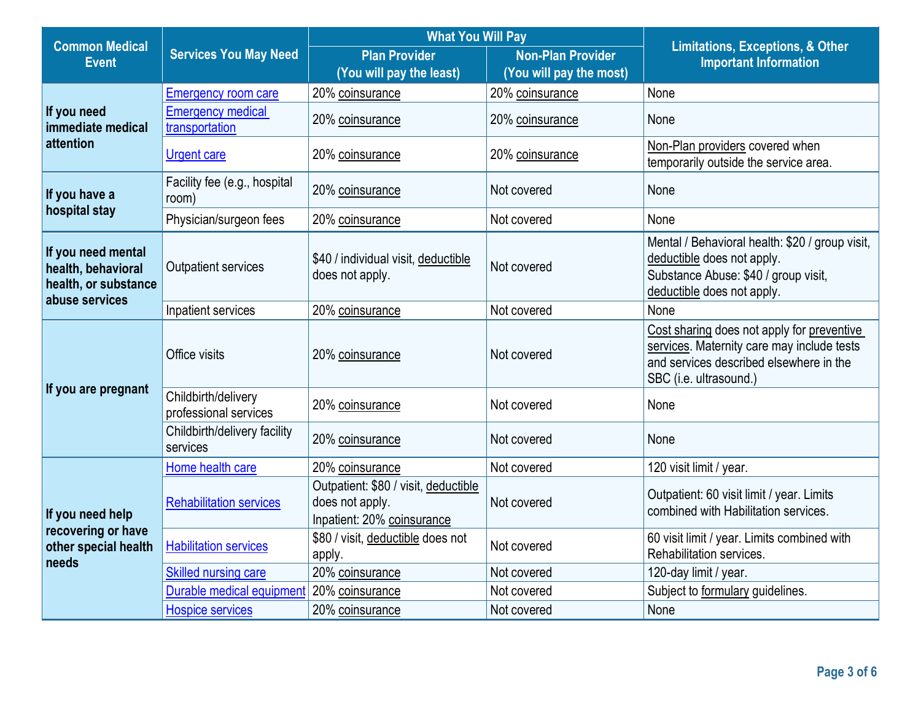| Common Medical Event | Services You May Need | What You Will Pay | | Limitations, Exceptions, & Other Important Information |
|---|---|---|---|---|
| | | Plan Provider (You will pay the least) | Non-Plan Provider (You will pay the most) | |
| If you need immediate medical attention | Emergency room care | 20% coinsurance | 20% coinsurance | None |
| | Emergency medical transportation | 20% coinsurance | 20% coinsurance | None |
| | Urgent care | 20% coinsurance | 20% coinsurance | Non-Plan providers covered when temporarily outside the service area. |
| If you have a hospital stay | Facility fee (e.g., hospital room) | 20% coinsurance | Not covered | None |
| | Physician/surgeon fees | 20% coinsurance | Not covered | None |
| If you need mental health, behavioral health, or substance abuse services | Outpatient services | $40 / individual visit, deductible does not apply. | Not covered | Mental / Behavioral health: $20 / group visit, deductible does not apply.<br>Substance Abuse: $40 / group visit, deductible does not apply. |
| | Inpatient services | 20% coinsurance | Not covered | None |
| If you are pregnant | Office visits | 20% coinsurance | Not covered | Cost sharing does not apply for preventive services. Maternity care may include tests and services described elsewhere in the SBC (i.e. ultrasound.) |
| | Childbirth/delivery professional services | 20% coinsurance | Not covered | None |
| | Childbirth/delivery facility services | 20% coinsurance | Not covered | None |
| If you need help recovering or have other special health needs | Home health care | 20% coinsurance | Not covered | 120 visit limit / year. |
| | Rehabilitation services | Outpatient: $80 / visit, deductible does not apply.<br>Inpatient: 20% coinsurance | Not covered | Outpatient: 60 visit limit / year. Limits combined with Habilitation services. |
| | Habilitation services | $80 / visit, deductible does not apply. | Not covered | 60 visit limit / year. Limits combined with Rehabilitation services. |
| | Skilled nursing care | 20% coinsurance | Not covered | 120-day limit / year. |
| | Durable medical equipment | 20% coinsurance | Not covered | Subject to formulary guidelines. |
| | Hospice services | 20% coinsurance | Not covered | None |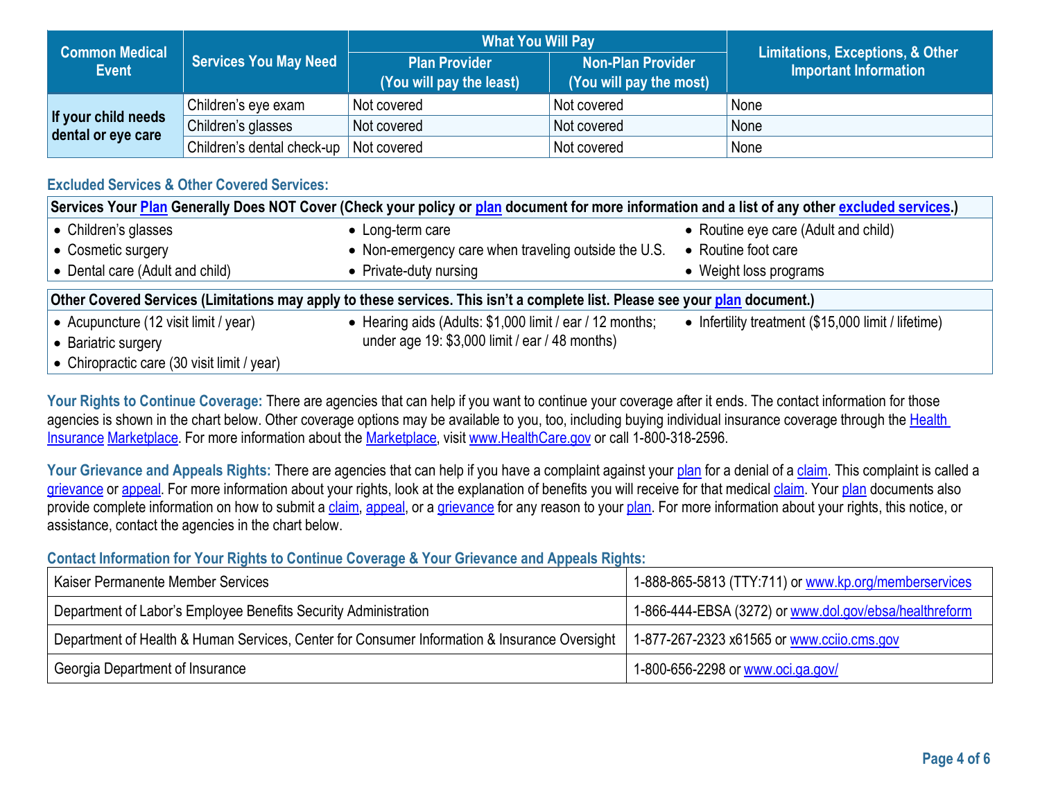| Common Medical Event | Services You May Need | What You Will Pay | | Limitations, Exceptions, & Other Important Information |
|---|---|---|---|---|
| | | Plan Provider (You will pay the least) | Non-Plan Provider (You will pay the most) | |
| If your child needs dental or eye care | Children's eye exam | Not covered | Not covered | None |
| | Children's glasses | Not covered | Not covered | None |
| | Children's dental check-up | Not covered | Not covered | None |

### Excluded Services & Other Covered Services:

**Services Your Plan Generally Does NOT Cover (Check your policy or plan document for more information and a list of any other excluded services.)**

- Children's glasses
- Cosmetic surgery
- Dental care (Adult and child)
- Long-term care
- Non-emergency care when traveling outside the U.S.
- Private-duty nursing
- Routine eye care (Adult and child)
- Routine foot care
- Weight loss programs

**Other Covered Services (Limitations may apply to these services. This isn't a complete list. Please see your plan document.)**

- Acupuncture (12 visit limit / year)
- Bariatric surgery
- Chiropractic care (30 visit limit / year)
- Hearing aids (Adults: $1,000 limit / ear / 12 months; under age 19: $3,000 limit / ear / 48 months)
- Infertility treatment ($15,000 limit / lifetime)

**Your Rights to Continue Coverage:** There are agencies that can help if you want to continue your coverage after it ends. The contact information for those agencies is shown in the chart below. Other coverage options may be available to you, too, including buying individual insurance coverage through the Health Insurance Marketplace. For more information about the Marketplace, visit www.HealthCare.gov or call 1-800-318-2596.

**Your Grievance and Appeals Rights:** There are agencies that can help if you have a complaint against your plan for a denial of a claim. This complaint is called a grievance or appeal. For more information about your rights, look at the explanation of benefits you will receive for that medical claim. Your plan documents also provide complete information on how to submit a claim, appeal, or a grievance for any reason to your plan. For more information about your rights, this notice, or assistance, contact the agencies in the chart below.

### Contact Information for Your Rights to Continue Coverage & Your Grievance and Appeals Rights:

| | |
|---|---|
| Kaiser Permanente Member Services | 1-888-865-5813 (TTY:711) or www.kp.org/memberservices |
| Department of Labor's Employee Benefits Security Administration | 1-866-444-EBSA (3272) or www.dol.gov/ebsa/healthreform |
| Department of Health & Human Services, Center for Consumer Information & Insurance Oversight | 1-877-267-2323 x61565 or www.cciio.cms.gov |
| Georgia Department of Insurance | 1-800-656-2298 or www.oci.ga.gov/ |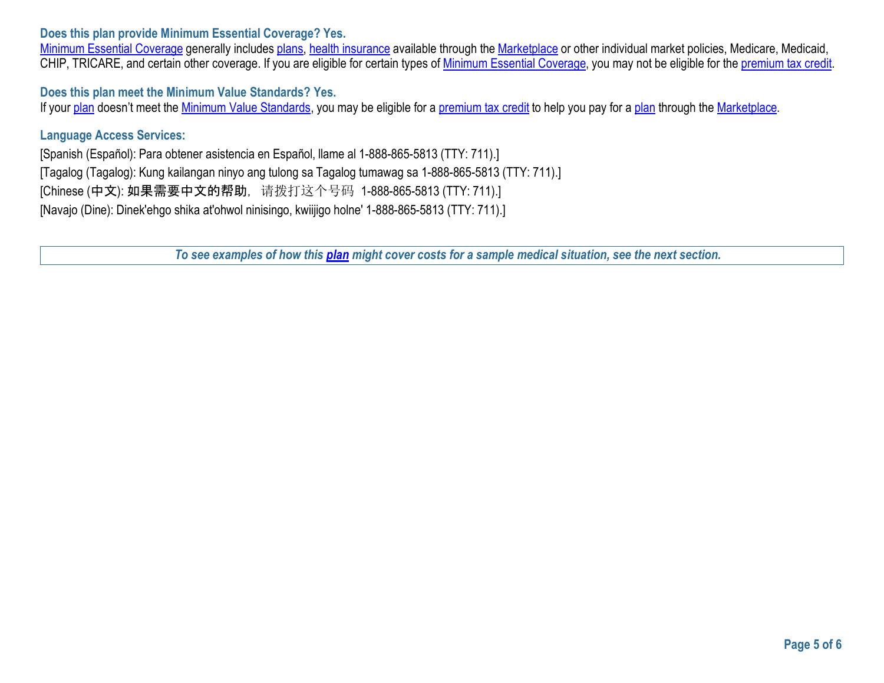### Does this plan provide Minimum Essential Coverage? Yes.

Minimum Essential Coverage generally includes plans, health insurance available through the Marketplace or other individual market policies, Medicare, Medicaid, CHIP, TRICARE, and certain other coverage. If you are eligible for certain types of Minimum Essential Coverage, you may not be eligible for the premium tax credit.

### Does this plan meet the Minimum Value Standards? Yes.

If your plan doesn't meet the Minimum Value Standards, you may be eligible for a premium tax credit to help you pay for a plan through the Marketplace.

### Language Access Services:

[Spanish (Español): Para obtener asistencia en Español, llame al 1-888-865-5813 (TTY: 711).]

[Tagalog (Tagalog): Kung kailangan ninyo ang tulong sa Tagalog tumawag sa 1-888-865-5813 (TTY: 711).]

[Chinese (中文): 如果需要中文的帮助，请拨打这个号码 1-888-865-5813 (TTY: 711).]

[Navajo (Dine): Dinek'ehgo shika at'ohwol ninisingo, kwiijigo holne' 1-888-865-5813 (TTY: 711).]

***To see examples of how this plan might cover costs for a sample medical situation, see the next section.***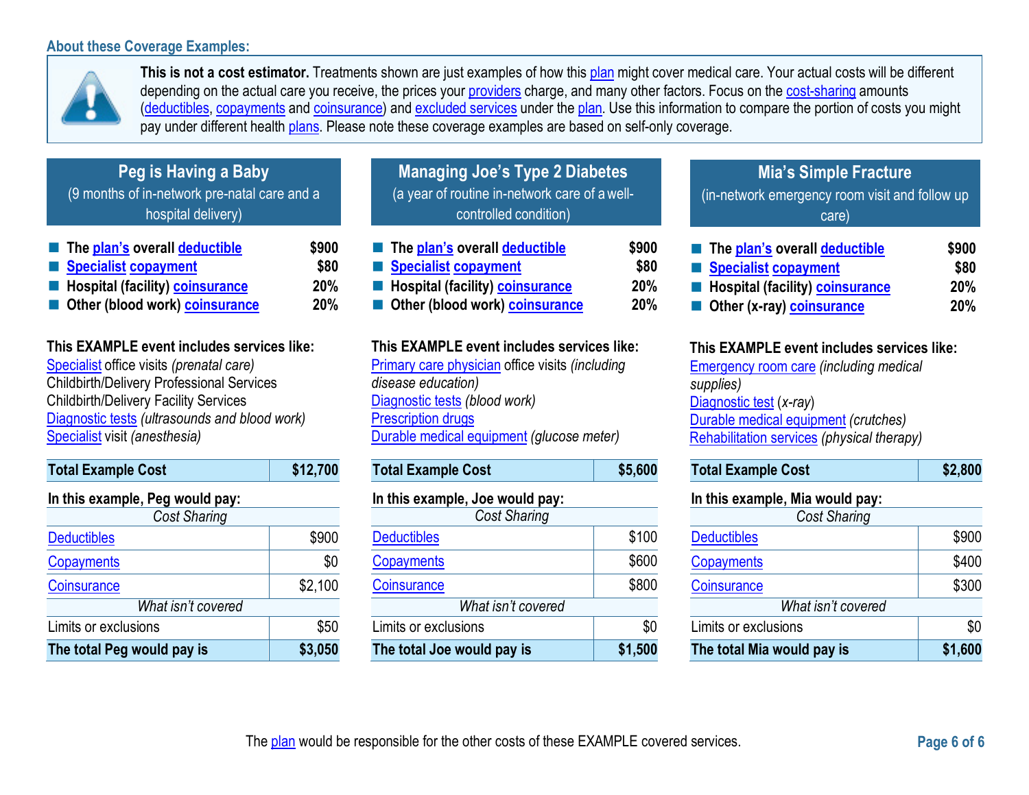## About these Coverage Examples:

**This is not a cost estimator.** Treatments shown are just examples of how this plan might cover medical care. Your actual costs will be different depending on the actual care you receive, the prices your providers charge, and many other factors. Focus on the cost-sharing amounts (deductibles, copayments and coinsurance) and excluded services under the plan. Use this information to compare the portion of costs you might pay under different health plans. Please note these coverage examples are based on self-only coverage.

### Peg is Having a Baby

(9 months of in-network pre-natal care and a hospital delivery)

- **The plan's overall deductible** **$900**
- **Specialist copayment** **$80**
- **Hospital (facility) coinsurance** **20%**
- **Other (blood work) coinsurance** **20%**

**This EXAMPLE event includes services like:**

Specialist office visits *(prenatal care)*
Childbirth/Delivery Professional Services
Childbirth/Delivery Facility Services
Diagnostic tests *(ultrasounds and blood work)*
Specialist visit *(anesthesia)*

| **Total Example Cost** | **$12,700** |
|---|---|
| **In this example, Peg would pay:** | |
| *Cost Sharing* | |
| Deductibles | $900 |
| Copayments | $0 |
| Coinsurance | $2,100 |
| *What isn't covered* | |
| Limits or exclusions | $50 |
| **The total Peg would pay is** | **$3,050** |

### Managing Joe's Type 2 Diabetes

(a year of routine in-network care of a well-controlled condition)

- **The plan's overall deductible** **$900**
- **Specialist copayment** **$80**
- **Hospital (facility) coinsurance** **20%**
- **Other (blood work) coinsurance** **20%**

**This EXAMPLE event includes services like:**

Primary care physician office visits *(including disease education)*
Diagnostic tests *(blood work)*
Prescription drugs
Durable medical equipment *(glucose meter)*

| **Total Example Cost** | **$5,600** |
|---|---|
| **In this example, Joe would pay:** | |
| *Cost Sharing* | |
| Deductibles | $100 |
| Copayments | $600 |
| Coinsurance | $800 |
| *What isn't covered* | |
| Limits or exclusions | $0 |
| **The total Joe would pay is** | **$1,500** |

### Mia's Simple Fracture

(in-network emergency room visit and follow up care)

- **The plan's overall deductible** **$900**
- **Specialist copayment** **$80**
- **Hospital (facility) coinsurance** **20%**
- **Other (x-ray) coinsurance** **20%**

**This EXAMPLE event includes services like:**

Emergency room care *(including medical supplies)*
Diagnostic test *(x-ray)*
Durable medical equipment *(crutches)*
Rehabilitation services *(physical therapy)*

| **Total Example Cost** | **$2,800** |
|---|---|
| **In this example, Mia would pay:** | |
| *Cost Sharing* | |
| Deductibles | $900 |
| Copayments | $400 |
| Coinsurance | $300 |
| *What isn't covered* | |
| Limits or exclusions | $0 |
| **The total Mia would pay is** | **$1,600** |

The plan would be responsible for the other costs of these EXAMPLE covered services.